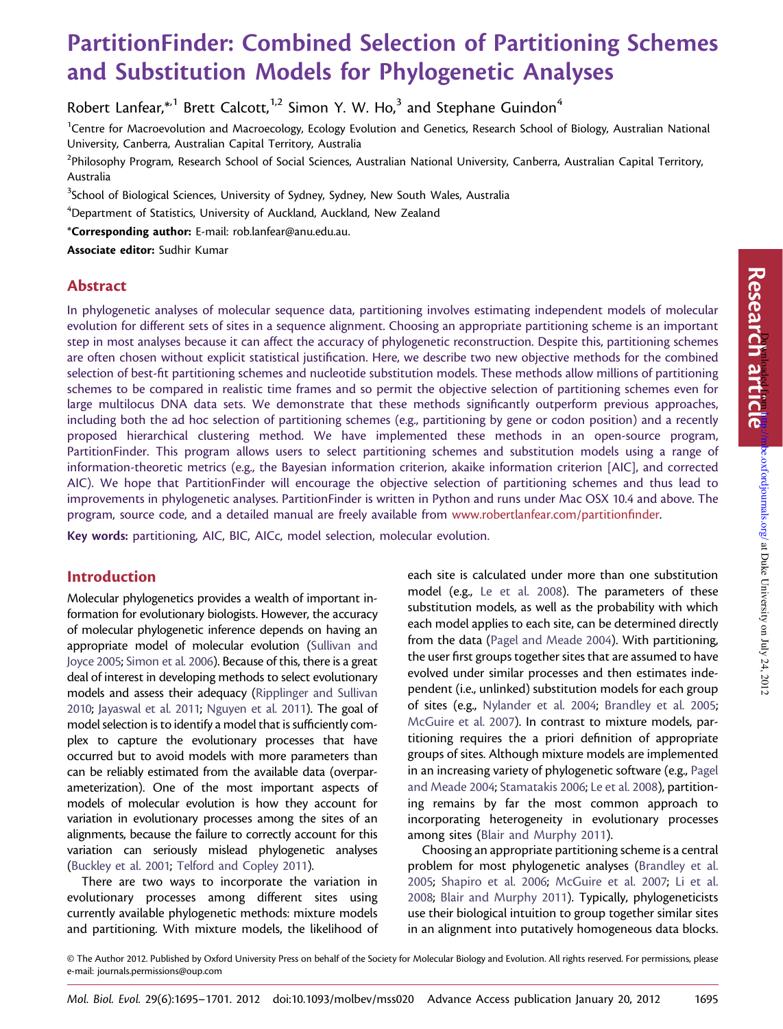# PartitionFinder: Combined Selection of Partitioning Schemes and Substitution Models for Phylogenetic Analyses

Robert Lanfear,*[1] Brett Calcott,[1,2] Simon Y. W. Ho,[3] and Stephane Guindon[4]

[1]Centre for Macroevolution and Macroecology, Ecology Evolution and Genetics, Research School of Biology, Australian National University, Canberra, Australian Capital Territory, Australia

[2]Philosophy Program, Research School of Social Sciences, Australian National University, Canberra, Australian Capital Territory, Australia

[3]School of Biological Sciences, University of Sydney, Sydney, New South Wales, Australia

[4]Department of Statistics, University of Auckland, Auckland, New Zealand

***Corresponding author:** E-mail: rob.lanfear@anu.edu.au.

**Associate editor:** Sudhir Kumar

## Abstract

In phylogenetic analyses of molecular sequence data, partitioning involves estimating independent models of molecular evolution for different sets of sites in a sequence alignment. Choosing an appropriate partitioning scheme is an important step in most analyses because it can affect the accuracy of phylogenetic reconstruction. Despite this, partitioning schemes are often chosen without explicit statistical justification. Here, we describe two new objective methods for the combined selection of best-fit partitioning schemes and nucleotide substitution models. These methods allow millions of partitioning schemes to be compared in realistic time frames and so permit the objective selection of partitioning schemes even for large multilocus DNA data sets. We demonstrate that these methods significantly outperform previous approaches, including both the ad hoc selection of partitioning schemes (e.g., partitioning by gene or codon position) and a recently proposed hierarchical clustering method. We have implemented these methods in an open-source program, PartitionFinder. This program allows users to select partitioning schemes and substitution models using a range of information-theoretic metrics (e.g., the Bayesian information criterion, akaike information criterion [AIC], and corrected AIC). We hope that PartitionFinder will encourage the objective selection of partitioning schemes and thus lead to improvements in phylogenetic analyses. PartitionFinder is written in Python and runs under Mac OSX 10.4 and above. The program, source code, and a detailed manual are freely available from www.robertlanfear.com/partitionfinder.

**Key words:** partitioning, AIC, BIC, AICc, model selection, molecular evolution.

## Introduction

Molecular phylogenetics provides a wealth of important information for evolutionary biologists. However, the accuracy of molecular phylogenetic inference depends on having an appropriate model of molecular evolution (Sullivan and Joyce 2005; Simon et al. 2006). Because of this, there is a great deal of interest in developing methods to select evolutionary models and assess their adequacy (Ripplinger and Sullivan 2010; Jayaswal et al. 2011; Nguyen et al. 2011). The goal of model selection is to identify a model that is sufficiently complex to capture the evolutionary processes that have occurred but to avoid models with more parameters than can be reliably estimated from the available data (overparameterization). One of the most important aspects of models of molecular evolution is how they account for variation in evolutionary processes among the sites of an alignments, because the failure to correctly account for this variation can seriously mislead phylogenetic analyses (Buckley et al. 2001; Telford and Copley 2011).

There are two ways to incorporate the variation in evolutionary processes among different sites using currently available phylogenetic methods: mixture models and partitioning. With mixture models, the likelihood of each site is calculated under more than one substitution model (e.g., Le et al. 2008). The parameters of these substitution models, as well as the probability with which each model applies to each site, can be determined directly from the data (Pagel and Meade 2004). With partitioning, the user first groups together sites that are assumed to have evolved under similar processes and then estimates independent (i.e., unlinked) substitution models for each group of sites (e.g., Nylander et al. 2004; Brandley et al. 2005; McGuire et al. 2007). In contrast to mixture models, partitioning requires the a priori definition of appropriate groups of sites. Although mixture models are implemented in an increasing variety of phylogenetic software (e.g., Pagel and Meade 2004; Stamatakis 2006; Le et al. 2008), partitioning remains by far the most common approach to incorporating heterogeneity in evolutionary processes among sites (Blair and Murphy 2011).

Choosing an appropriate partitioning scheme is a central problem for most phylogenetic analyses (Brandley et al. 2005; Shapiro et al. 2006; McGuire et al. 2007; Li et al. 2008; Blair and Murphy 2011). Typically, phylogeneticists use their biological intuition to group together similar sites in an alignment into putatively homogeneous data blocks.

© The Author 2012. Published by Oxford University Press on behalf of the Society for Molecular Biology and Evolution. All rights reserved. For permissions, please e-mail: journals.permissions@oup.com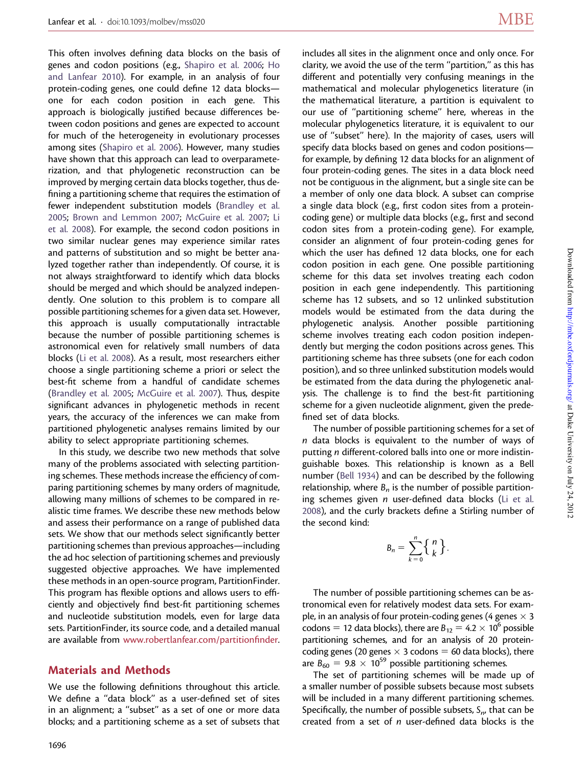This often involves defining data blocks on the basis of genes and codon positions (e.g., Shapiro et al. 2006; Ho and Lanfear 2010). For example, in an analysis of four protein-coding genes, one could define 12 data blocks—one for each codon position in each gene. This approach is biologically justified because differences between codon positions and genes are expected to account for much of the heterogeneity in evolutionary processes among sites (Shapiro et al. 2006). However, many studies have shown that this approach can lead to overparameterization, and that phylogenetic reconstruction can be improved by merging certain data blocks together, thus defining a partitioning scheme that requires the estimation of fewer independent substitution models (Brandley et al. 2005; Brown and Lemmon 2007; McGuire et al. 2007; Li et al. 2008). For example, the second codon positions in two similar nuclear genes may experience similar rates and patterns of substitution and so might be better analyzed together rather than independently. Of course, it is not always straightforward to identify which data blocks should be merged and which should be analyzed independently. One solution to this problem is to compare all possible partitioning schemes for a given data set. However, this approach is usually computationally intractable because the number of possible partitioning schemes is astronomical even for relatively small numbers of data blocks (Li et al. 2008). As a result, most researchers either choose a single partitioning scheme a priori or select the best-fit scheme from a handful of candidate schemes (Brandley et al. 2005; McGuire et al. 2007). Thus, despite significant advances in phylogenetic methods in recent years, the accuracy of the inferences we can make from partitioned phylogenetic analyses remains limited by our ability to select appropriate partitioning schemes.

In this study, we describe two new methods that solve many of the problems associated with selecting partitioning schemes. These methods increase the efficiency of comparing partitioning schemes by many orders of magnitude, allowing many millions of schemes to be compared in realistic time frames. We describe these new methods below and assess their performance on a range of published data sets. We show that our methods select significantly better partitioning schemes than previous approaches—including the ad hoc selection of partitioning schemes and previously suggested objective approaches. We have implemented these methods in an open-source program, PartitionFinder. This program has flexible options and allows users to efficiently and objectively find best-fit partitioning schemes and nucleotide substitution models, even for large data sets. PartitionFinder, its source code, and a detailed manual are available from www.robertlanfear.com/partitionfinder.

## Materials and Methods

We use the following definitions throughout this article. We define a "data block" as a user-defined set of sites in an alignment; a "subset" as a set of one or more data blocks; and a partitioning scheme as a set of subsets that includes all sites in the alignment once and only once. For clarity, we avoid the use of the term "partition," as this has different and potentially very confusing meanings in the mathematical and molecular phylogenetics literature (in the mathematical literature, a partition is equivalent to our use of "partitioning scheme" here, whereas in the molecular phylogenetics literature, it is equivalent to our use of "subset" here). In the majority of cases, users will specify data blocks based on genes and codon positions—for example, by defining 12 data blocks for an alignment of four protein-coding genes. The sites in a data block need not be contiguous in the alignment, but a single site can be a member of only one data block. A subset can comprise a single data block (e.g., first codon sites from a protein-coding gene) or multiple data blocks (e.g., first and second codon sites from a protein-coding gene). For example, consider an alignment of four protein-coding genes for which the user has defined 12 data blocks, one for each codon position in each gene. One possible partitioning scheme for this data set involves treating each codon position in each gene independently. This partitioning scheme has 12 subsets, and so 12 unlinked substitution models would be estimated from the data during the phylogenetic analysis. Another possible partitioning scheme involves treating each codon position independently but merging the codon positions across genes. This partitioning scheme has three subsets (one for each codon position), and so three unlinked substitution models would be estimated from the data during the phylogenetic analysis. The challenge is to find the best-fit partitioning scheme for a given nucleotide alignment, given the predefined set of data blocks.

The number of possible partitioning schemes for a set of $n$ data blocks is equivalent to the number of ways of putting $n$ different-colored balls into one or more indistinguishable boxes. This relationship is known as a Bell number (Bell 1934) and can be described by the following relationship, where $B_n$ is the number of possible partitioning schemes given $n$ user-defined data blocks (Li et al. 2008), and the curly brackets define a Stirling number of the second kind:

$$B_n = \sum_{k=0}^{n} \left\{ \begin{matrix} n \\ k \end{matrix} \right\}.$$

The number of possible partitioning schemes can be astronomical even for relatively modest data sets. For example, in an analysis of four protein-coding genes (4 genes × 3 codons = 12 data blocks), there are $B_{12} = 4.2 \times 10^6$ possible partitioning schemes, and for an analysis of 20 protein-coding genes (20 genes × 3 codons = 60 data blocks), there are $B_{60} = 9.8 \times 10^{59}$ possible partitioning schemes.

The set of partitioning schemes will be made up of a smaller number of possible subsets because most subsets will be included in a many different partitioning schemes. Specifically, the number of possible subsets, $S_n$, that can be created from a set of $n$ user-defined data blocks is the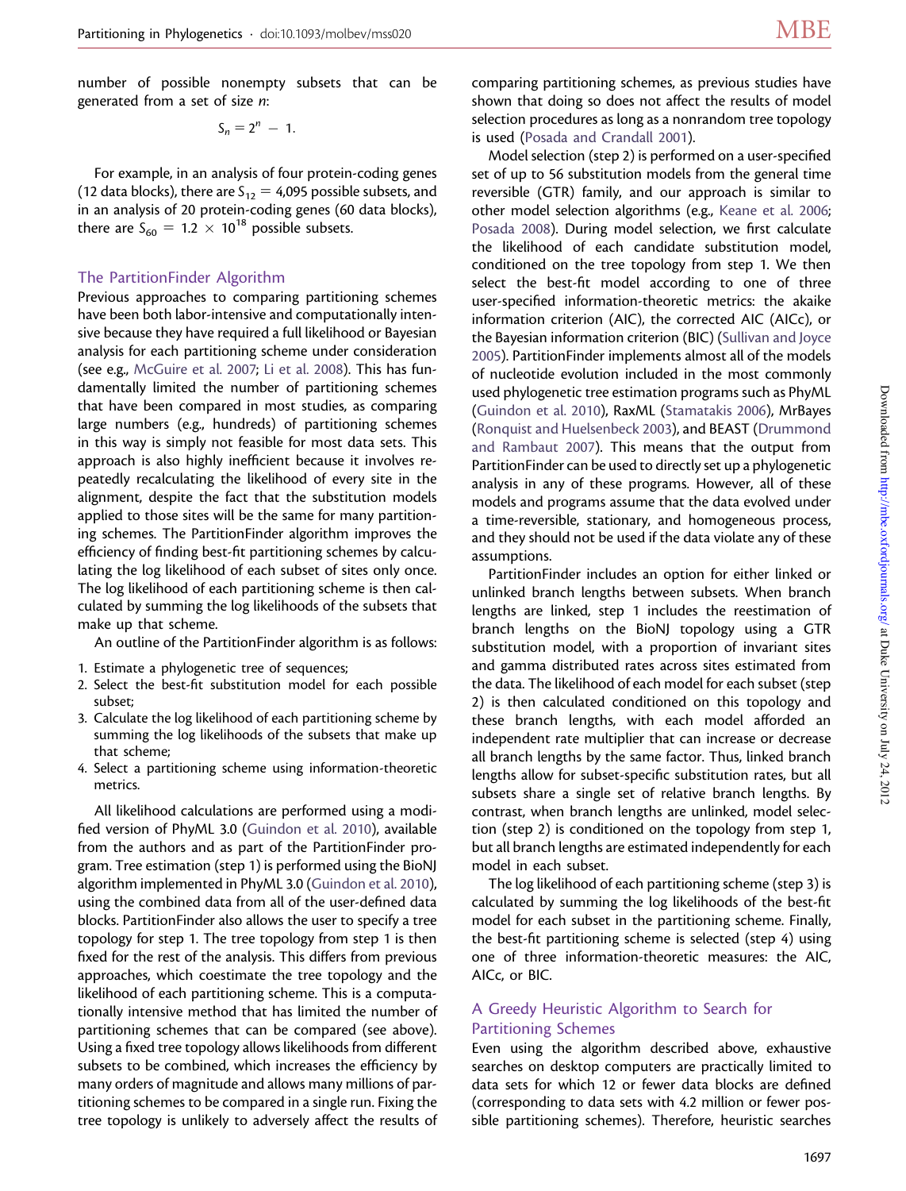number of possible nonempty subsets that can be generated from a set of size $n$:

$$S_n = 2^n - 1.$$

For example, in an analysis of four protein-coding genes (12 data blocks), there are $S_{12} = 4{,}095$ possible subsets, and in an analysis of 20 protein-coding genes (60 data blocks), there are $S_{60} = 1.2 \times 10^{18}$ possible subsets.

## The PartitionFinder Algorithm

Previous approaches to comparing partitioning schemes have been both labor-intensive and computationally intensive because they have required a full likelihood or Bayesian analysis for each partitioning scheme under consideration (see e.g., McGuire et al. 2007; Li et al. 2008). This has fundamentally limited the number of partitioning schemes that have been compared in most studies, as comparing large numbers (e.g., hundreds) of partitioning schemes in this way is simply not feasible for most data sets. This approach is also highly inefficient because it involves repeatedly recalculating the likelihood of every site in the alignment, despite the fact that the substitution models applied to those sites will be the same for many partitioning schemes. The PartitionFinder algorithm improves the efficiency of finding best-fit partitioning schemes by calculating the log likelihood of each subset of sites only once. The log likelihood of each partitioning scheme is then calculated by summing the log likelihoods of the subsets that make up that scheme.

An outline of the PartitionFinder algorithm is as follows:

1. Estimate a phylogenetic tree of sequences;
2. Select the best-fit substitution model for each possible subset;
3. Calculate the log likelihood of each partitioning scheme by summing the log likelihoods of the subsets that make up that scheme;
4. Select a partitioning scheme using information-theoretic metrics.

All likelihood calculations are performed using a modified version of PhyML 3.0 (Guindon et al. 2010), available from the authors and as part of the PartitionFinder program. Tree estimation (step 1) is performed using the BioNJ algorithm implemented in PhyML 3.0 (Guindon et al. 2010), using the combined data from all of the user-defined data blocks. PartitionFinder also allows the user to specify a tree topology for step 1. The tree topology from step 1 is then fixed for the rest of the analysis. This differs from previous approaches, which coestimate the tree topology and the likelihood of each partitioning scheme. This is a computationally intensive method that has limited the number of partitioning schemes that can be compared (see above). Using a fixed tree topology allows likelihoods from different subsets to be combined, which increases the efficiency by many orders of magnitude and allows many millions of partitioning schemes to be compared in a single run. Fixing the tree topology is unlikely to adversely affect the results of comparing partitioning schemes, as previous studies have shown that doing so does not affect the results of model selection procedures as long as a nonrandom tree topology is used (Posada and Crandall 2001).

Model selection (step 2) is performed on a user-specified set of up to 56 substitution models from the general time reversible (GTR) family, and our approach is similar to other model selection algorithms (e.g., Keane et al. 2006; Posada 2008). During model selection, we first calculate the likelihood of each candidate substitution model, conditioned on the tree topology from step 1. We then select the best-fit model according to one of three user-specified information-theoretic metrics: the akaike information criterion (AIC), the corrected AIC (AICc), or the Bayesian information criterion (BIC) (Sullivan and Joyce 2005). PartitionFinder implements almost all of the models of nucleotide evolution included in the most commonly used phylogenetic tree estimation programs such as PhyML (Guindon et al. 2010), RaxML (Stamatakis 2006), MrBayes (Ronquist and Huelsenbeck 2003), and BEAST (Drummond and Rambaut 2007). This means that the output from PartitionFinder can be used to directly set up a phylogenetic analysis in any of these programs. However, all of these models and programs assume that the data evolved under a time-reversible, stationary, and homogeneous process, and they should not be used if the data violate any of these assumptions.

PartitionFinder includes an option for either linked or unlinked branch lengths between subsets. When branch lengths are linked, step 1 includes the reestimation of branch lengths on the BioNJ topology using a GTR substitution model, with a proportion of invariant sites and gamma distributed rates across sites estimated from the data. The likelihood of each model for each subset (step 2) is then calculated conditioned on this topology and these branch lengths, with each model afforded an independent rate multiplier that can increase or decrease all branch lengths by the same factor. Thus, linked branch lengths allow for subset-specific substitution rates, but all subsets share a single set of relative branch lengths. By contrast, when branch lengths are unlinked, model selection (step 2) is conditioned on the topology from step 1, but all branch lengths are estimated independently for each model in each subset.

The log likelihood of each partitioning scheme (step 3) is calculated by summing the log likelihoods of the best-fit model for each subset in the partitioning scheme. Finally, the best-fit partitioning scheme is selected (step 4) using one of three information-theoretic measures: the AIC, AICc, or BIC.

## A Greedy Heuristic Algorithm to Search for Partitioning Schemes

Even using the algorithm described above, exhaustive searches on desktop computers are practically limited to data sets for which 12 or fewer data blocks are defined (corresponding to data sets with 4.2 million or fewer possible partitioning schemes). Therefore, heuristic searches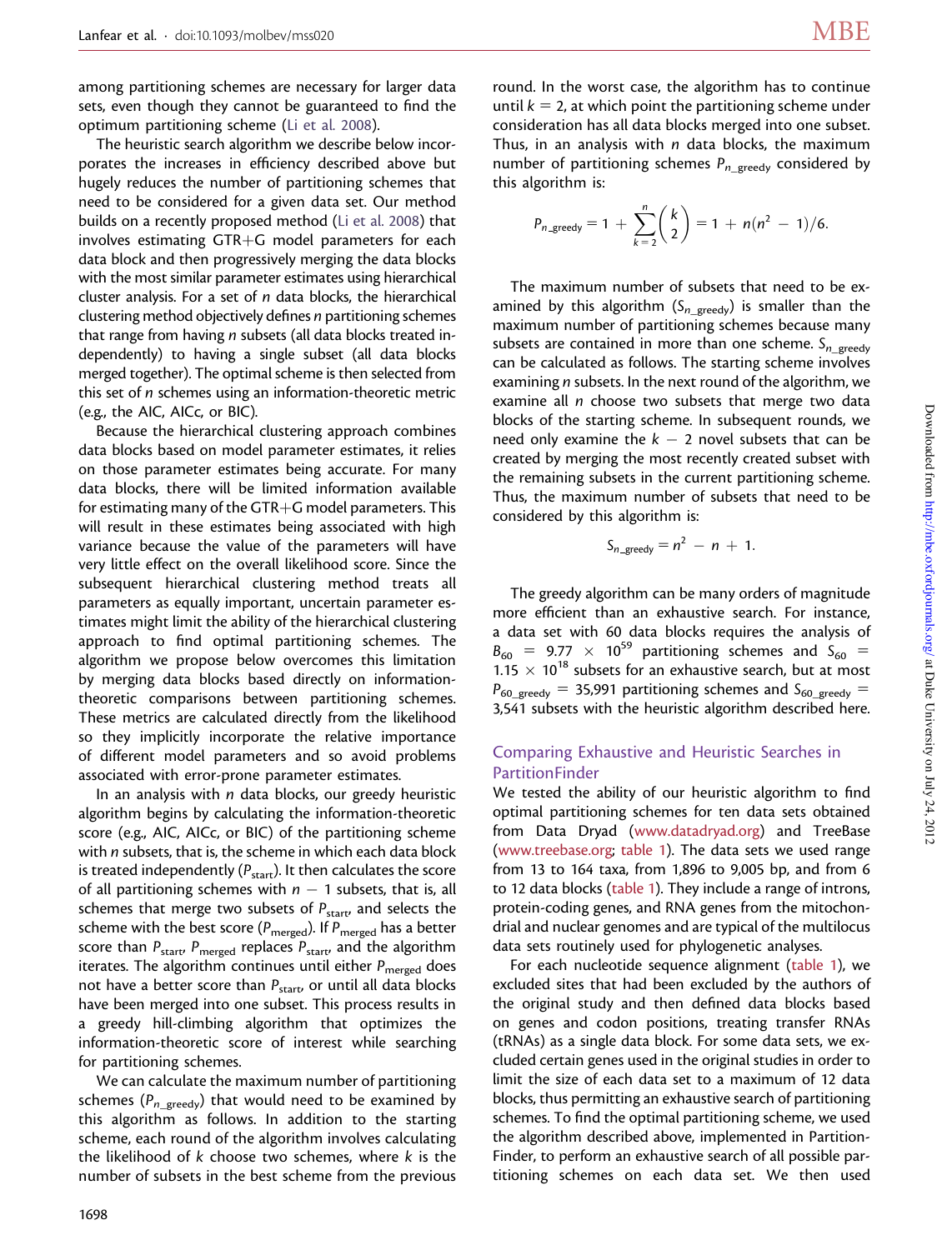among partitioning schemes are necessary for larger data sets, even though they cannot be guaranteed to find the optimum partitioning scheme (Li et al. 2008).

The heuristic search algorithm we describe below incorporates the increases in efficiency described above but hugely reduces the number of partitioning schemes that need to be considered for a given data set. Our method builds on a recently proposed method (Li et al. 2008) that involves estimating GTR+G model parameters for each data block and then progressively merging the data blocks with the most similar parameter estimates using hierarchical cluster analysis. For a set of $n$ data blocks, the hierarchical clustering method objectively defines $n$ partitioning schemes that range from having $n$ subsets (all data blocks treated independently) to having a single subset (all data blocks merged together). The optimal scheme is then selected from this set of $n$ schemes using an information-theoretic metric (e.g., the AIC, AICc, or BIC).

Because the hierarchical clustering approach combines data blocks based on model parameter estimates, it relies on those parameter estimates being accurate. For many data blocks, there will be limited information available for estimating many of the GTR+G model parameters. This will result in these estimates being associated with high variance because the value of the parameters will have very little effect on the overall likelihood score. Since the subsequent hierarchical clustering method treats all parameters as equally important, uncertain parameter estimates might limit the ability of the hierarchical clustering approach to find optimal partitioning schemes. The algorithm we propose below overcomes this limitation by merging data blocks based directly on information-theoretic comparisons between partitioning schemes. These metrics are calculated directly from the likelihood so they implicitly incorporate the relative importance of different model parameters and so avoid problems associated with error-prone parameter estimates.

In an analysis with $n$ data blocks, our greedy heuristic algorithm begins by calculating the information-theoretic score (e.g., AIC, AICc, or BIC) of the partitioning scheme with $n$ subsets, that is, the scheme in which each data block is treated independently ($P_{start}$). It then calculates the score of all partitioning schemes with $n - 1$ subsets, that is, all schemes that merge two subsets of $P_{start}$, and selects the scheme with the best score ($P_{merged}$). If $P_{merged}$ has a better score than $P_{start}$, $P_{merged}$ replaces $P_{start}$, and the algorithm iterates. The algorithm continues until either $P_{merged}$ does not have a better score than $P_{start}$, or until all data blocks have been merged into one subset. This process results in a greedy hill-climbing algorithm that optimizes the information-theoretic score of interest while searching for partitioning schemes.

We can calculate the maximum number of partitioning schemes ($P_{n\_greedy}$) that would need to be examined by this algorithm as follows. In addition to the starting scheme, each round of the algorithm involves calculating the likelihood of $k$ choose two schemes, where $k$ is the number of subsets in the best scheme from the previous round. In the worst case, the algorithm has to continue until $k = 2$, at which point the partitioning scheme under consideration has all data blocks merged into one subset. Thus, in an analysis with $n$ data blocks, the maximum number of partitioning schemes $P_{n\_greedy}$ considered by this algorithm is:

$$P_{n\_greedy} = 1 + \sum_{k=2}^{n} \binom{k}{2} = 1 + n(n^2 - 1)/6.$$

The maximum number of subsets that need to be examined by this algorithm ($S_{n\_greedy}$) is smaller than the maximum number of partitioning schemes because many subsets are contained in more than one scheme. $S_{n\_greedy}$ can be calculated as follows. The starting scheme involves examining $n$ subsets. In the next round of the algorithm, we examine all $n$ choose two subsets that merge two data blocks of the starting scheme. In subsequent rounds, we need only examine the $k - 2$ novel subsets that can be created by merging the most recently created subset with the remaining subsets in the current partitioning scheme. Thus, the maximum number of subsets that need to be considered by this algorithm is:

$$S_{n\_greedy} = n^2 - n + 1.$$

The greedy algorithm can be many orders of magnitude more efficient than an exhaustive search. For instance, a data set with 60 data blocks requires the analysis of $B_{60} = 9.77 \times 10^{59}$ partitioning schemes and $S_{60} = 1.15 \times 10^{18}$ subsets for an exhaustive search, but at most $P_{60\_greedy} = 35{,}991$ partitioning schemes and $S_{60\_greedy} = 3{,}541$ subsets with the heuristic algorithm described here.

## Comparing Exhaustive and Heuristic Searches in PartitionFinder

We tested the ability of our heuristic algorithm to find optimal partitioning schemes for ten data sets obtained from Data Dryad (www.datadryad.org) and TreeBase (www.treebase.org; table 1). The data sets we used range from 13 to 164 taxa, from 1,896 to 9,005 bp, and from 6 to 12 data blocks (table 1). They include a range of introns, protein-coding genes, and RNA genes from the mitochondrial and nuclear genomes and are typical of the multilocus data sets routinely used for phylogenetic analyses.

For each nucleotide sequence alignment (table 1), we excluded sites that had been excluded by the authors of the original study and then defined data blocks based on genes and codon positions, treating transfer RNAs (tRNAs) as a single data block. For some data sets, we excluded certain genes used in the original studies in order to limit the size of each data set to a maximum of 12 data blocks, thus permitting an exhaustive search of partitioning schemes. To find the optimal partitioning scheme, we used the algorithm described above, implemented in PartitionFinder, to perform an exhaustive search of all possible partitioning schemes on each data set. We then used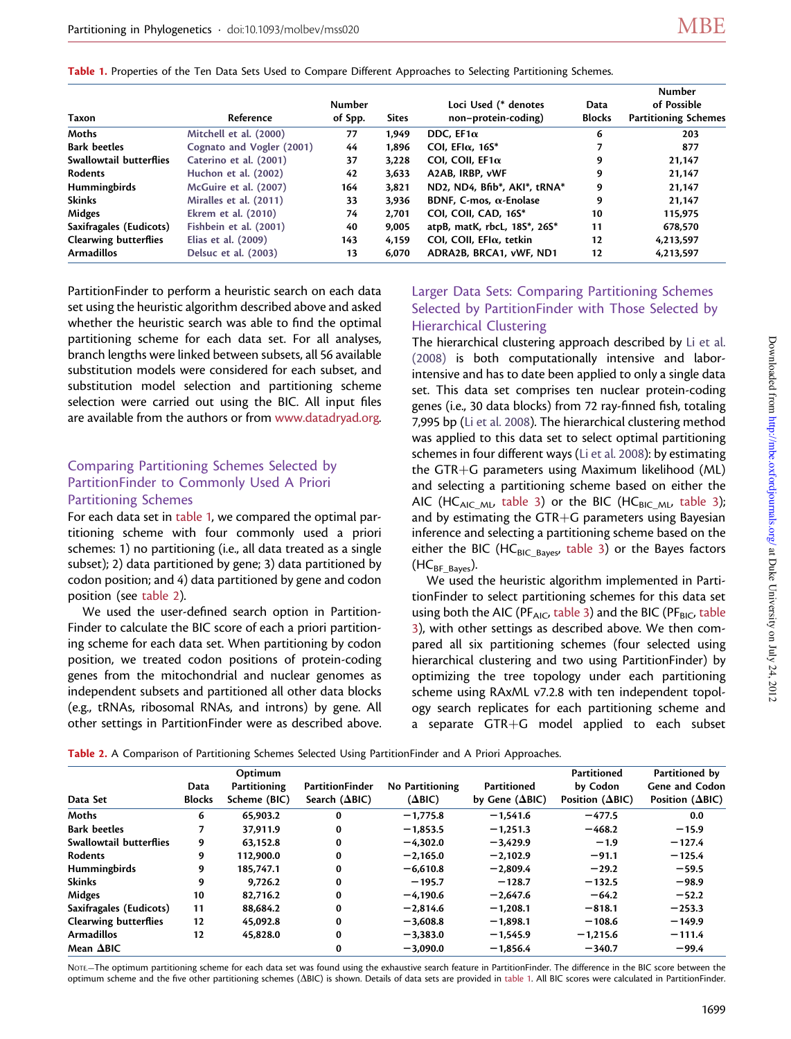**Table 1.** Properties of the Ten Data Sets Used to Compare Different Approaches to Selecting Partitioning Schemes.

| Taxon | Reference | Number of Spp. | Sites | Loci Used (* denotes non−protein-coding) | Data Blocks | Number of Possible Partitioning Schemes |
|---|---|---|---|---|---|---|
| Moths | Mitchell et al. (2000) | 77 | 1,949 | DDC, EF1α | 6 | 203 |
| Bark beetles | Cognato and Vogler (2001) | 44 | 1,896 | COI, EFIα, 16S* | 7 | 877 |
| Swallowtail butterflies | Caterino et al. (2001) | 37 | 3,228 | COI, COII, EF1α | 9 | 21,147 |
| Rodents | Huchon et al. (2002) | 42 | 3,633 | A2AB, IRBP, vWF | 9 | 21,147 |
| Hummingbirds | McGuire et al. (2007) | 164 | 3,821 | ND2, ND4, Bfib*, AKI*, tRNA* | 9 | 21,147 |
| Skinks | Miralles et al. (2011) | 33 | 3,936 | BDNF, C-mos, α-Enolase | 9 | 21,147 |
| Midges | Ekrem et al. (2010) | 74 | 2,701 | COI, COII, CAD, 16S* | 10 | 115,975 |
| Saxifragales (Eudicots) | Fishbein et al. (2001) | 40 | 9,005 | atpB, matK, rbcL, 18S*, 26S* | 11 | 678,570 |
| Clearwing butterflies | Elias et al. (2009) | 143 | 4,159 | COI, COII, EFIα, tetkin | 12 | 4,213,597 |
| Armadillos | Delsuc et al. (2003) | 13 | 6,070 | ADRA2B, BRCA1, vWF, ND1 | 12 | 4,213,597 |

PartitionFinder to perform a heuristic search on each data set using the heuristic algorithm described above and asked whether the heuristic search was able to find the optimal partitioning scheme for each data set. For all analyses, branch lengths were linked between subsets, all 56 available substitution models were considered for each subset, and substitution model selection and partitioning scheme selection were carried out using the BIC. All input files are available from the authors or from www.datadryad.org.

## Comparing Partitioning Schemes Selected by PartitionFinder to Commonly Used A Priori Partitioning Schemes

For each data set in table 1, we compared the optimal partitioning scheme with four commonly used a priori schemes: 1) no partitioning (i.e., all data treated as a single subset); 2) data partitioned by gene; 3) data partitioned by codon position; and 4) data partitioned by gene and codon position (see table 2).

We used the user-defined search option in PartitionFinder to calculate the BIC score of each a priori partitioning scheme for each data set. When partitioning by codon position, we treated codon positions of protein-coding genes from the mitochondrial and nuclear genomes as independent subsets and partitioned all other data blocks (e.g., tRNAs, ribosomal RNAs, and introns) by gene. All other settings in PartitionFinder were as described above.

## Larger Data Sets: Comparing Partitioning Schemes Selected by PartitionFinder with Those Selected by Hierarchical Clustering

The hierarchical clustering approach described by Li et al. (2008) is both computationally intensive and labor-intensive and has to date been applied to only a single data set. This data set comprises ten nuclear protein-coding genes (i.e., 30 data blocks) from 72 ray-finned fish, totaling 7,995 bp (Li et al. 2008). The hierarchical clustering method was applied to this data set to select optimal partitioning schemes in four different ways (Li et al. 2008): by estimating the GTR+G parameters using Maximum likelihood (ML) and selecting a partitioning scheme based on either the AIC ($HC_{AIC\_ML}$, table 3) or the BIC ($HC_{BIC\_ML}$, table 3); and by estimating the GTR+G parameters using Bayesian inference and selecting a partitioning scheme based on the either the BIC ($HC_{BIC\_Bayes}$, table 3) or the Bayes factors ($HC_{BF\_Bayes}$).

We used the heuristic algorithm implemented in PartitionFinder to select partitioning schemes for this data set using both the AIC ($PF_{AIC}$, table 3) and the BIC ($PF_{BIC}$, table 3), with other settings as described above. We then compared all six partitioning schemes (four selected using hierarchical clustering and two using PartitionFinder) by optimizing the tree topology under each partitioning scheme using RAxML v7.2.8 with ten independent topology search replicates for each partitioning scheme and a separate GTR+G model applied to each subset

**Table 2.** A Comparison of Partitioning Schemes Selected Using PartitionFinder and A Priori Approaches.

| Data Set | Data Blocks | Optimum Partitioning Scheme (BIC) | PartitionFinder Search (ΔBIC) | No Partitioning (ΔBIC) | Partitioned by Gene (ΔBIC) | Partitioned by Codon Position (ΔBIC) | Partitioned by Gene and Codon Position (ΔBIC) |
|---|---|---|---|---|---|---|---|
| Moths | 6 | 65,903.2 | 0 | −1,775.8 | −1,541.6 | −477.5 | 0.0 |
| Bark beetles | 7 | 37,911.9 | 0 | −1,853.5 | −1,251.3 | −468.2 | −15.9 |
| Swallowtail butterflies | 9 | 63,152.8 | 0 | −4,302.0 | −3,429.9 | −1.9 | −127.4 |
| Rodents | 9 | 112,900.0 | 0 | −2,165.0 | −2,102.9 | −91.1 | −125.4 |
| Hummingbirds | 9 | 185,747.1 | 0 | −6,610.8 | −2,809.4 | −29.2 | −59.5 |
| Skinks | 9 | 9,726.2 | 0 | −195.7 | −128.7 | −132.5 | −98.9 |
| Midges | 10 | 82,716.2 | 0 | −4,190.6 | −2,647.6 | −64.2 | −52.2 |
| Saxifragales (Eudicots) | 11 | 88,684.2 | 0 | −2,814.6 | −1,208.1 | −818.1 | −253.3 |
| Clearwing butterflies | 12 | 45,092.8 | 0 | −3,608.8 | −1,898.1 | −108.6 | −149.9 |
| Armadillos | 12 | 45,828.0 | 0 | −3,383.0 | −1,545.9 | −1,215.6 | −111.4 |
| Mean ΔBIC | | | 0 | −3,090.0 | −1,856.4 | −340.7 | −99.4 |

NOTE.—The optimum partitioning scheme for each data set was found using the exhaustive search feature in PartitionFinder. The difference in the BIC score between the optimum scheme and the five other partitioning schemes (ΔBIC) is shown. Details of data sets are provided in table 1. All BIC scores were calculated in PartitionFinder.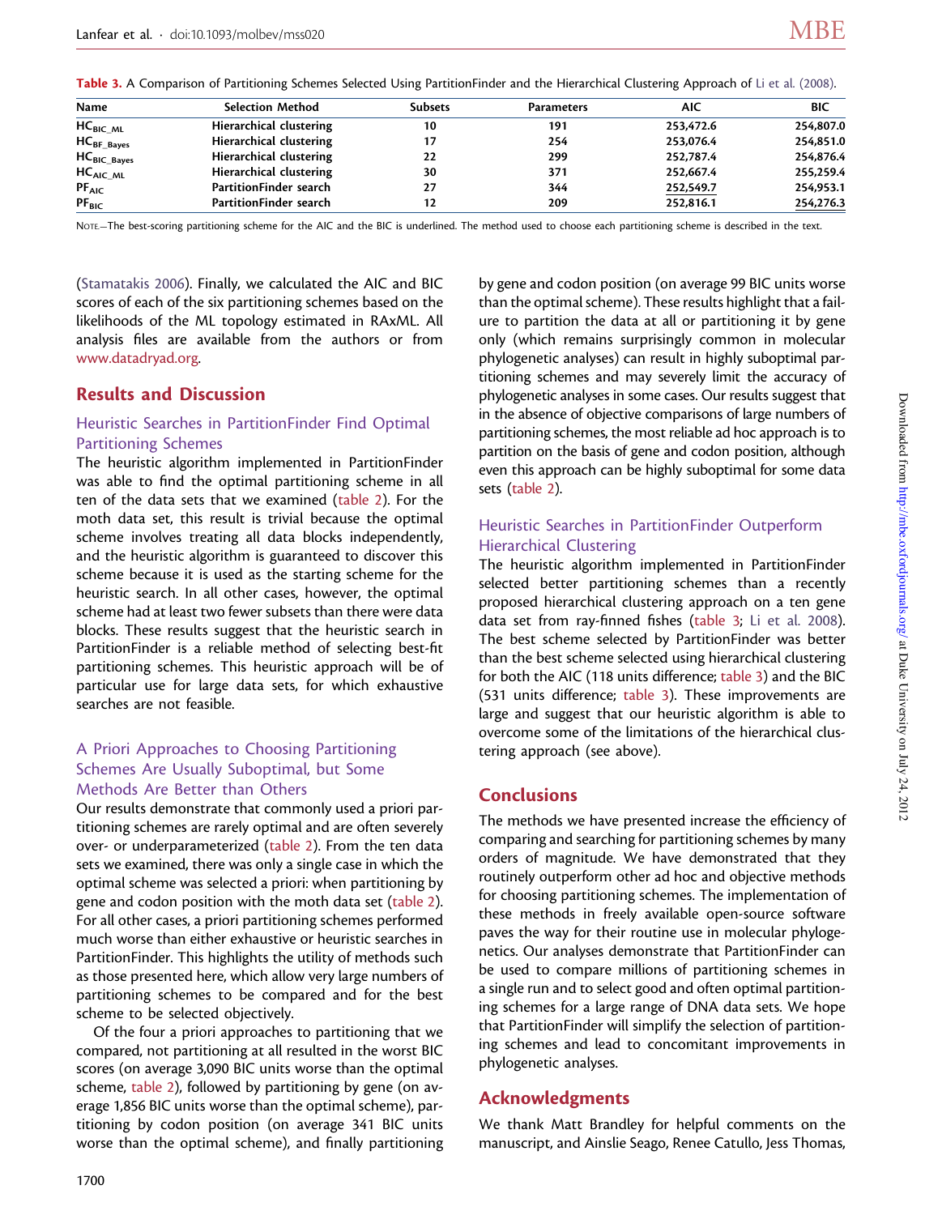Table 3. A Comparison of Partitioning Schemes Selected Using PartitionFinder and the Hierarchical Clustering Approach of Li et al. (2008).

| Name | Selection Method | Subsets | Parameters | AIC | BIC |
| --- | --- | --- | --- | --- | --- |
| $HC_{BIC\_ML}$ | Hierarchical clustering | 10 | 191 | 253,472.6 | 254,807.0 |
| $HC_{BF\_Bayes}$ | Hierarchical clustering | 17 | 254 | 253,076.4 | 254,851.0 |
| $HC_{BIC\_Bayes}$ | Hierarchical clustering | 22 | 299 | 252,787.4 | 254,876.4 |
| $HC_{AIC\_ML}$ | Hierarchical clustering | 30 | 371 | 252,667.4 | 255,259.4 |
| $PF_{AIC}$ | PartitionFinder search | 27 | 344 | <u>252,549.7</u> | 254,953.1 |
| $PF_{BIC}$ | PartitionFinder search | 12 | 209 | 252,816.1 | <u>254,276.3</u> |

NOTE.—The best-scoring partitioning scheme for the AIC and the BIC is underlined. The method used to choose each partitioning scheme is described in the text.

(Stamatakis 2006). Finally, we calculated the AIC and BIC scores of each of the six partitioning schemes based on the likelihoods of the ML topology estimated in RAxML. All analysis files are available from the authors or from www.datadryad.org.

## Results and Discussion

### Heuristic Searches in PartitionFinder Find Optimal Partitioning Schemes

The heuristic algorithm implemented in PartitionFinder was able to find the optimal partitioning scheme in all ten of the data sets that we examined (table 2). For the moth data set, this result is trivial because the optimal scheme involves treating all data blocks independently, and the heuristic algorithm is guaranteed to discover this scheme because it is used as the starting scheme for the heuristic search. In all other cases, however, the optimal scheme had at least two fewer subsets than there were data blocks. These results suggest that the heuristic search in PartitionFinder is a reliable method of selecting best-fit partitioning schemes. This heuristic approach will be of particular use for large data sets, for which exhaustive searches are not feasible.

### A Priori Approaches to Choosing Partitioning Schemes Are Usually Suboptimal, but Some Methods Are Better than Others

Our results demonstrate that commonly used a priori partitioning schemes are rarely optimal and are often severely over- or underparameterized (table 2). From the ten data sets we examined, there was only a single case in which the optimal scheme was selected a priori: when partitioning by gene and codon position with the moth data set (table 2). For all other cases, a priori partitioning schemes performed much worse than either exhaustive or heuristic searches in PartitionFinder. This highlights the utility of methods such as those presented here, which allow very large numbers of partitioning schemes to be compared and for the best scheme to be selected objectively.

Of the four a priori approaches to partitioning that we compared, not partitioning at all resulted in the worst BIC scores (on average 3,090 BIC units worse than the optimal scheme, table 2), followed by partitioning by gene (on average 1,856 BIC units worse than the optimal scheme), partitioning by codon position (on average 341 BIC units worse than the optimal scheme), and finally partitioning by gene and codon position (on average 99 BIC units worse than the optimal scheme). These results highlight that a failure to partition the data at all or partitioning it by gene only (which remains surprisingly common in molecular phylogenetic analyses) can result in highly suboptimal partitioning schemes and may severely limit the accuracy of phylogenetic analyses in some cases. Our results suggest that in the absence of objective comparisons of large numbers of partitioning schemes, the most reliable ad hoc approach is to partition on the basis of gene and codon position, although even this approach can be highly suboptimal for some data sets (table 2).

### Heuristic Searches in PartitionFinder Outperform Hierarchical Clustering

The heuristic algorithm implemented in PartitionFinder selected better partitioning schemes than a recently proposed hierarchical clustering approach on a ten gene data set from ray-finned fishes (table 3; Li et al. 2008). The best scheme selected by PartitionFinder was better than the best scheme selected using hierarchical clustering for both the AIC (118 units difference; table 3) and the BIC (531 units difference; table 3). These improvements are large and suggest that our heuristic algorithm is able to overcome some of the limitations of the hierarchical clustering approach (see above).

## Conclusions

The methods we have presented increase the efficiency of comparing and searching for partitioning schemes by many orders of magnitude. We have demonstrated that they routinely outperform other ad hoc and objective methods for choosing partitioning schemes. The implementation of these methods in freely available open-source software paves the way for their routine use in molecular phylogenetics. Our analyses demonstrate that PartitionFinder can be used to compare millions of partitioning schemes in a single run and to select good and often optimal partitioning schemes for a large range of DNA data sets. We hope that PartitionFinder will simplify the selection of partitioning schemes and lead to concomitant improvements in phylogenetic analyses.

## Acknowledgments

We thank Matt Brandley for helpful comments on the manuscript, and Ainslie Seago, Renee Catullo, Jess Thomas,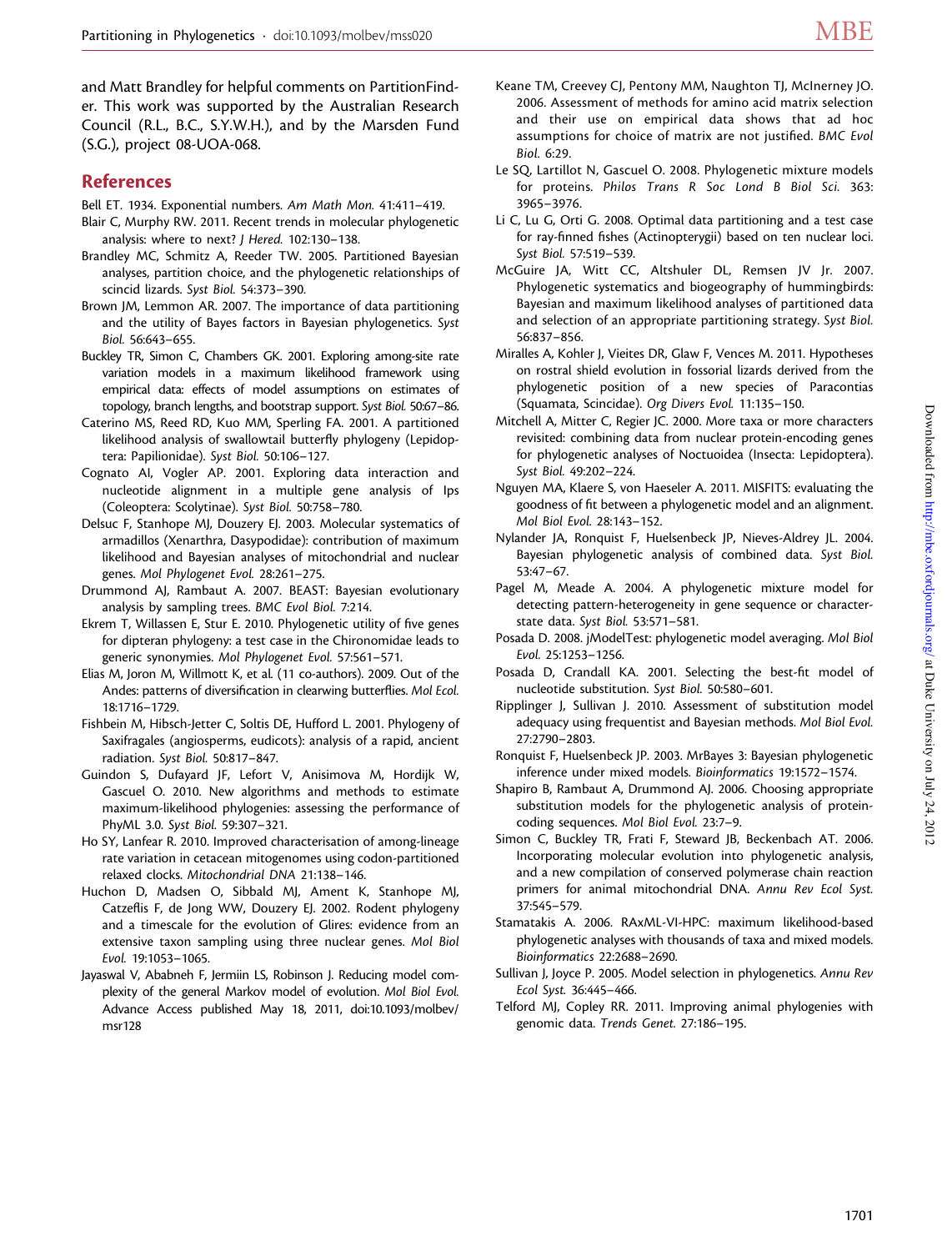and Matt Brandley for helpful comments on PartitionFinder. This work was supported by the Australian Research Council (R.L., B.C., S.Y.W.H.), and by the Marsden Fund (S.G.), project 08-UOA-068.

## References

Bell ET. 1934. Exponential numbers. *Am Math Mon.* 41:411–419.

Blair C, Murphy RW. 2011. Recent trends in molecular phylogenetic analysis: where to next? *J Hered.* 102:130–138.

Brandley MC, Schmitz A, Reeder TW. 2005. Partitioned Bayesian analyses, partition choice, and the phylogenetic relationships of scincid lizards. *Syst Biol.* 54:373–390.

Brown JM, Lemmon AR. 2007. The importance of data partitioning and the utility of Bayes factors in Bayesian phylogenetics. *Syst Biol.* 56:643–655.

Buckley TR, Simon C, Chambers GK. 2001. Exploring among-site rate variation models in a maximum likelihood framework using empirical data: effects of model assumptions on estimates of topology, branch lengths, and bootstrap support. *Syst Biol.* 50:67–86.

Caterino MS, Reed RD, Kuo MM, Sperling FA. 2001. A partitioned likelihood analysis of swallowtail butterfly phylogeny (Lepidoptera: Papilionidae). *Syst Biol.* 50:106–127.

Cognato AI, Vogler AP. 2001. Exploring data interaction and nucleotide alignment in a multiple gene analysis of Ips (Coleoptera: Scolytinae). *Syst Biol.* 50:758–780.

Delsuc F, Stanhope MJ, Douzery EJ. 2003. Molecular systematics of armadillos (Xenarthra, Dasypodidae): contribution of maximum likelihood and Bayesian analyses of mitochondrial and nuclear genes. *Mol Phylogenet Evol.* 28:261–275.

Drummond AJ, Rambaut A. 2007. BEAST: Bayesian evolutionary analysis by sampling trees. *BMC Evol Biol.* 7:214.

Ekrem T, Willassen E, Stur E. 2010. Phylogenetic utility of five genes for dipteran phylogeny: a test case in the Chironomidae leads to generic synonymies. *Mol Phylogenet Evol.* 57:561–571.

Elias M, Joron M, Willmott K, et al. (11 co-authors). 2009. Out of the Andes: patterns of diversification in clearwing butterflies. *Mol Ecol.* 18:1716–1729.

Fishbein M, Hibsch-Jetter C, Soltis DE, Hufford L. 2001. Phylogeny of Saxifragales (angiosperms, eudicots): analysis of a rapid, ancient radiation. *Syst Biol.* 50:817–847.

Guindon S, Dufayard JF, Lefort V, Anisimova M, Hordijk W, Gascuel O. 2010. New algorithms and methods to estimate maximum-likelihood phylogenies: assessing the performance of PhyML 3.0. *Syst Biol.* 59:307–321.

Ho SY, Lanfear R. 2010. Improved characterisation of among-lineage rate variation in cetacean mitogenomes using codon-partitioned relaxed clocks. *Mitochondrial DNA* 21:138–146.

Huchon D, Madsen O, Sibbald MJ, Ament K, Stanhope MJ, Catzeflis F, de Jong WW, Douzery EJ. 2002. Rodent phylogeny and a timescale for the evolution of Glires: evidence from an extensive taxon sampling using three nuclear genes. *Mol Biol Evol.* 19:1053–1065.

Jayaswal V, Ababneh F, Jermiin LS, Robinson J. Reducing model complexity of the general Markov model of evolution. *Mol Biol Evol.* Advance Access published May 18, 2011, doi:10.1093/molbev/msr128

Keane TM, Creevey CJ, Pentony MM, Naughton TJ, McInerney JO. 2006. Assessment of methods for amino acid matrix selection and their use on empirical data shows that ad hoc assumptions for choice of matrix are not justified. *BMC Evol Biol.* 6:29.

Le SQ, Lartillot N, Gascuel O. 2008. Phylogenetic mixture models for proteins. *Philos Trans R Soc Lond B Biol Sci.* 363: 3965–3976.

Li C, Lu G, Orti G. 2008. Optimal data partitioning and a test case for ray-finned fishes (Actinopterygii) based on ten nuclear loci. *Syst Biol.* 57:519–539.

McGuire JA, Witt CC, Altshuler DL, Remsen JV Jr. 2007. Phylogenetic systematics and biogeography of hummingbirds: Bayesian and maximum likelihood analyses of partitioned data and selection of an appropriate partitioning strategy. *Syst Biol.* 56:837–856.

Miralles A, Kohler J, Vieites DR, Glaw F, Vences M. 2011. Hypotheses on rostral shield evolution in fossorial lizards derived from the phylogenetic position of a new species of Paracontias (Squamata, Scincidae). *Org Divers Evol.* 11:135–150.

Mitchell A, Mitter C, Regier JC. 2000. More taxa or more characters revisited: combining data from nuclear protein-encoding genes for phylogenetic analyses of Noctuoidea (Insecta: Lepidoptera). *Syst Biol.* 49:202–224.

Nguyen MA, Klaere S, von Haeseler A. 2011. MISFITS: evaluating the goodness of fit between a phylogenetic model and an alignment. *Mol Biol Evol.* 28:143–152.

Nylander JA, Ronquist F, Huelsenbeck JP, Nieves-Aldrey JL. 2004. Bayesian phylogenetic analysis of combined data. *Syst Biol.* 53:47–67.

Pagel M, Meade A. 2004. A phylogenetic mixture model for detecting pattern-heterogeneity in gene sequence or character-state data. *Syst Biol.* 53:571–581.

Posada D. 2008. jModelTest: phylogenetic model averaging. *Mol Biol Evol.* 25:1253–1256.

Posada D, Crandall KA. 2001. Selecting the best-fit model of nucleotide substitution. *Syst Biol.* 50:580–601.

Ripplinger J, Sullivan J. 2010. Assessment of substitution model adequacy using frequentist and Bayesian methods. *Mol Biol Evol.* 27:2790–2803.

Ronquist F, Huelsenbeck JP. 2003. MrBayes 3: Bayesian phylogenetic inference under mixed models. *Bioinformatics* 19:1572–1574.

Shapiro B, Rambaut A, Drummond AJ. 2006. Choosing appropriate substitution models for the phylogenetic analysis of protein-coding sequences. *Mol Biol Evol.* 23:7–9.

Simon C, Buckley TR, Frati F, Steward JB, Beckenbach AT. 2006. Incorporating molecular evolution into phylogenetic analysis, and a new compilation of conserved polymerase chain reaction primers for animal mitochondrial DNA. *Annu Rev Ecol Syst.* 37:545–579.

Stamatakis A. 2006. RAxML-VI-HPC: maximum likelihood-based phylogenetic analyses with thousands of taxa and mixed models. *Bioinformatics* 22:2688–2690.

Sullivan J, Joyce P. 2005. Model selection in phylogenetics. *Annu Rev Ecol Syst.* 36:445–466.

Telford MJ, Copley RR. 2011. Improving animal phylogenies with genomic data. *Trends Genet.* 27:186–195.